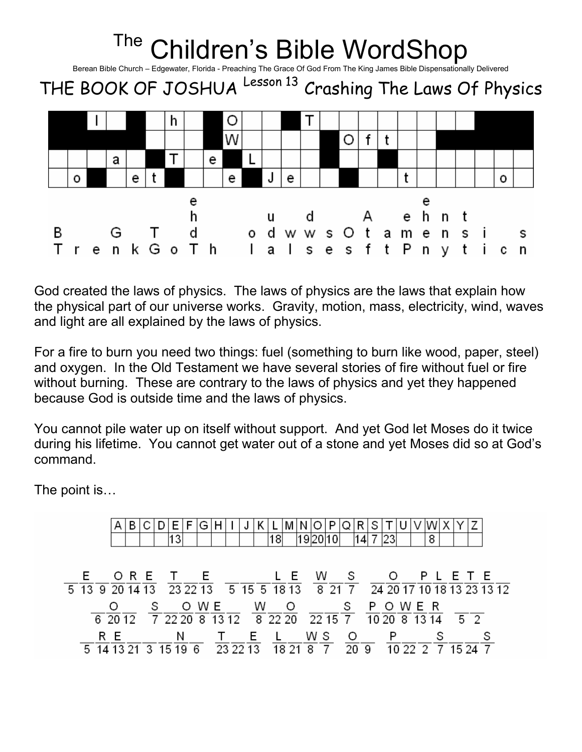# The Children's Bible WordShop

Berean Bible Church – Edgewater, Florida - Preaching The Grace Of God From The King James Bible Dispensationally Delivered

## THE BOOK OF JOSHUA Lesson 13 Crashing The Laws Of Physics

God created the laws of physics. The laws of physics are the laws that explain how the physical part of our universe works. Gravity, motion, mass, electricity, wind, waves and light are all explained by the laws of physics.

For a fire to burn you need two things: fuel (something to burn like wood, paper, steel) and oxygen. In the Old Testament we have several stories of fire without fuel or fire without burning. These are contrary to the laws of physics and yet they happened because God is outside time and the laws of physics.

You cannot pile water up on itself without support. And yet God let Moses do it twice during his lifetime. You cannot get water out of a stone and yet Moses did so at God's command.

The point is…

| A | B | C | D | E | F | G | H | I | J | K | L | M | N | O | P | Q | R | S | T | U | V | W | X | Y | Z |
|---|---|---|---|---|---|---|---|---|---|---|---|---|---|---|---|---|---|---|---|---|---|---|---|---|---|
| | | | | 13 | | | | | | | 18 | | 19 | 20 | 10 | | 14 | 7 | 23 | | | 8 | | | |

_ E _ O R E &nbsp; T _ E &nbsp; _ _ _ L E &nbsp; W _ S &nbsp; _ O _ P L E T E _
5 13 9 20 14 13 &nbsp; 23 22 13 &nbsp; 5 15 5 18 13 &nbsp; 8 21 7 &nbsp; 24 20 17 10 18 13 23 13 12

_ O _ &nbsp; S _ O W E _ &nbsp; W _ O &nbsp; _ _ S &nbsp; P O W E R &nbsp; _ _
6 20 12 &nbsp; 7 22 20 8 13 12 &nbsp; 8 22 20 &nbsp; 22 15 7 &nbsp; 10 20 8 13 14 &nbsp; 5 2

_ R E _ _ _ N _ &nbsp; T _ E &nbsp; L _ W S &nbsp; O _ &nbsp; P _ _ S _ _ S
5 14 13 21 3 15 19 6 &nbsp; 23 22 13 &nbsp; 18 21 8 7 &nbsp; 20 9 &nbsp; 10 22 2 7 15 24 7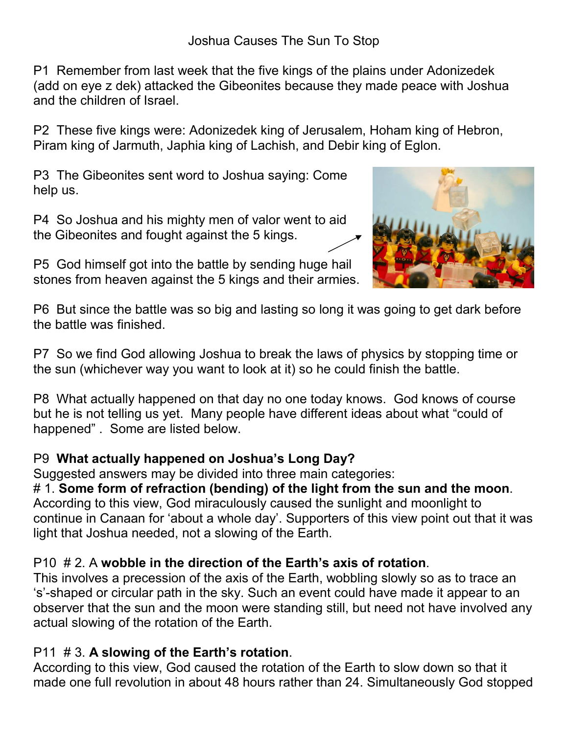Joshua Causes The Sun To Stop

P1 Remember from last week that the five kings of the plains under Adonizedek (add on eye z dek) attacked the Gibeonites because they made peace with Joshua and the children of Israel.

P2 These five kings were: Adonizedek king of Jerusalem, Hoham king of Hebron, Piram king of Jarmuth, Japhia king of Lachish, and Debir king of Eglon.

P3 The Gibeonites sent word to Joshua saying: Come help us.

P4 So Joshua and his mighty men of valor went to aid the Gibeonites and fought against the 5 kings.

P5 God himself got into the battle by sending huge hail stones from heaven against the 5 kings and their armies.

P6 But since the battle was so big and lasting so long it was going to get dark before the battle was finished.

P7 So we find God allowing Joshua to break the laws of physics by stopping time or the sun (whichever way you want to look at it) so he could finish the battle.

P8 What actually happened on that day no one today knows. God knows of course but he is not telling us yet. Many people have different ideas about what "could of happened" . Some are listed below.

P9 **What actually happened on Joshua's Long Day?**
Suggested answers may be divided into three main categories:
# 1. **Some form of refraction (bending) of the light from the sun and the moon**. According to this view, God miraculously caused the sunlight and moonlight to continue in Canaan for 'about a whole day'. Supporters of this view point out that it was light that Joshua needed, not a slowing of the Earth.

P10 # 2. A **wobble in the direction of the Earth's axis of rotation**.
This involves a precession of the axis of the Earth, wobbling slowly so as to trace an 's'-shaped or circular path in the sky. Such an event could have made it appear to an observer that the sun and the moon were standing still, but need not have involved any actual slowing of the rotation of the Earth.

P11 # 3. **A slowing of the Earth's rotation**.
According to this view, God caused the rotation of the Earth to slow down so that it made one full revolution in about 48 hours rather than 24. Simultaneously God stopped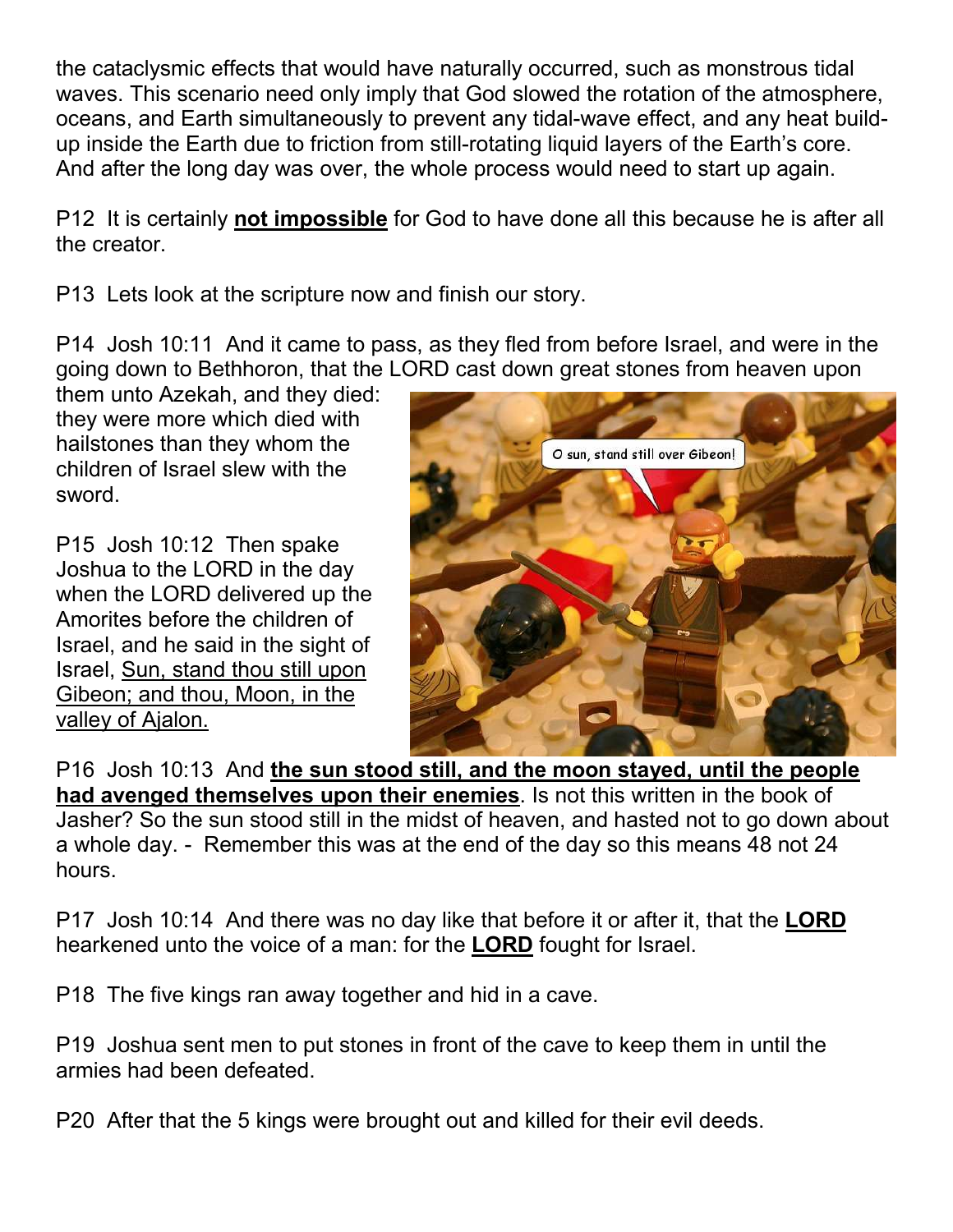the cataclysmic effects that would have naturally occurred, such as monstrous tidal waves. This scenario need only imply that God slowed the rotation of the atmosphere, oceans, and Earth simultaneously to prevent any tidal-wave effect, and any heat build-up inside the Earth due to friction from still-rotating liquid layers of the Earth's core. And after the long day was over, the whole process would need to start up again.

P12 It is certainly **<u>not impossible</u>** for God to have done all this because he is after all the creator.

P13 Lets look at the scripture now and finish our story.

P14 Josh 10:11 And it came to pass, as they fled from before Israel, and were in the going down to Bethhoron, that the LORD cast down great stones from heaven upon them unto Azekah, and they died: they were more which died with hailstones than they whom the children of Israel slew with the sword.

P15 Josh 10:12 Then spake Joshua to the LORD in the day when the LORD delivered up the Amorites before the children of Israel, and he said in the sight of Israel, <u>Sun, stand thou still upon Gibeon; and thou, Moon, in the valley of Ajalon.</u>

P16 Josh 10:13 And **<u>the sun stood still, and the moon stayed, until the people had avenged themselves upon their enemies</u>**. Is not this written in the book of Jasher? So the sun stood still in the midst of heaven, and hasted not to go down about a whole day. - Remember this was at the end of the day so this means 48 not 24 hours.

P17 Josh 10:14 And there was no day like that before it or after it, that the **<u>LORD</u>** hearkened unto the voice of a man: for the **<u>LORD</u>** fought for Israel.

P18 The five kings ran away together and hid in a cave.

P19 Joshua sent men to put stones in front of the cave to keep them in until the armies had been defeated.

P20 After that the 5 kings were brought out and killed for their evil deeds.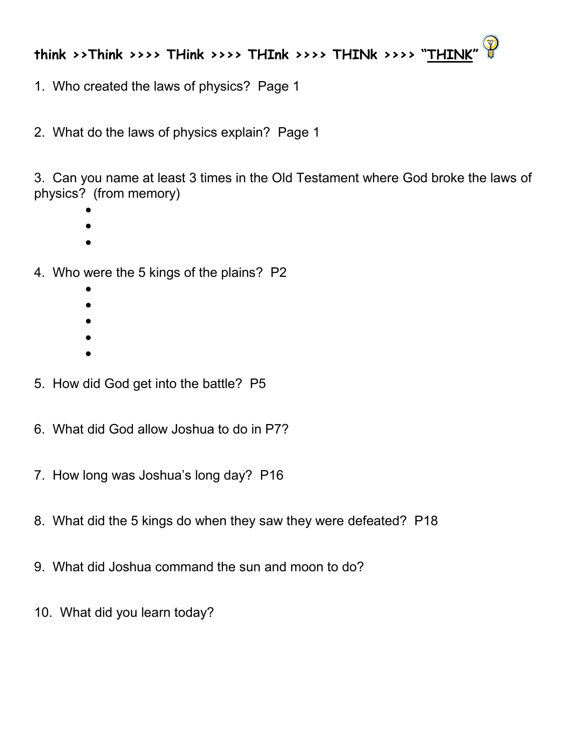**think >>Think >>>> THink >>>> THInk >>>> THINk >>>> "THINK"**

1. Who created the laws of physics? Page 1

2. What do the laws of physics explain? Page 1

3. Can you name at least 3 times in the Old Testament where God broke the laws of physics? (from memory)
   -
   -
   -

4. Who were the 5 kings of the plains? P2
   -
   -
   -
   -
   -

5. How did God get into the battle? P5

6. What did God allow Joshua to do in P7?

7. How long was Joshua's long day? P16

8. What did the 5 kings do when they saw they were defeated? P18

9. What did Joshua command the sun and moon to do?

10. What did you learn today?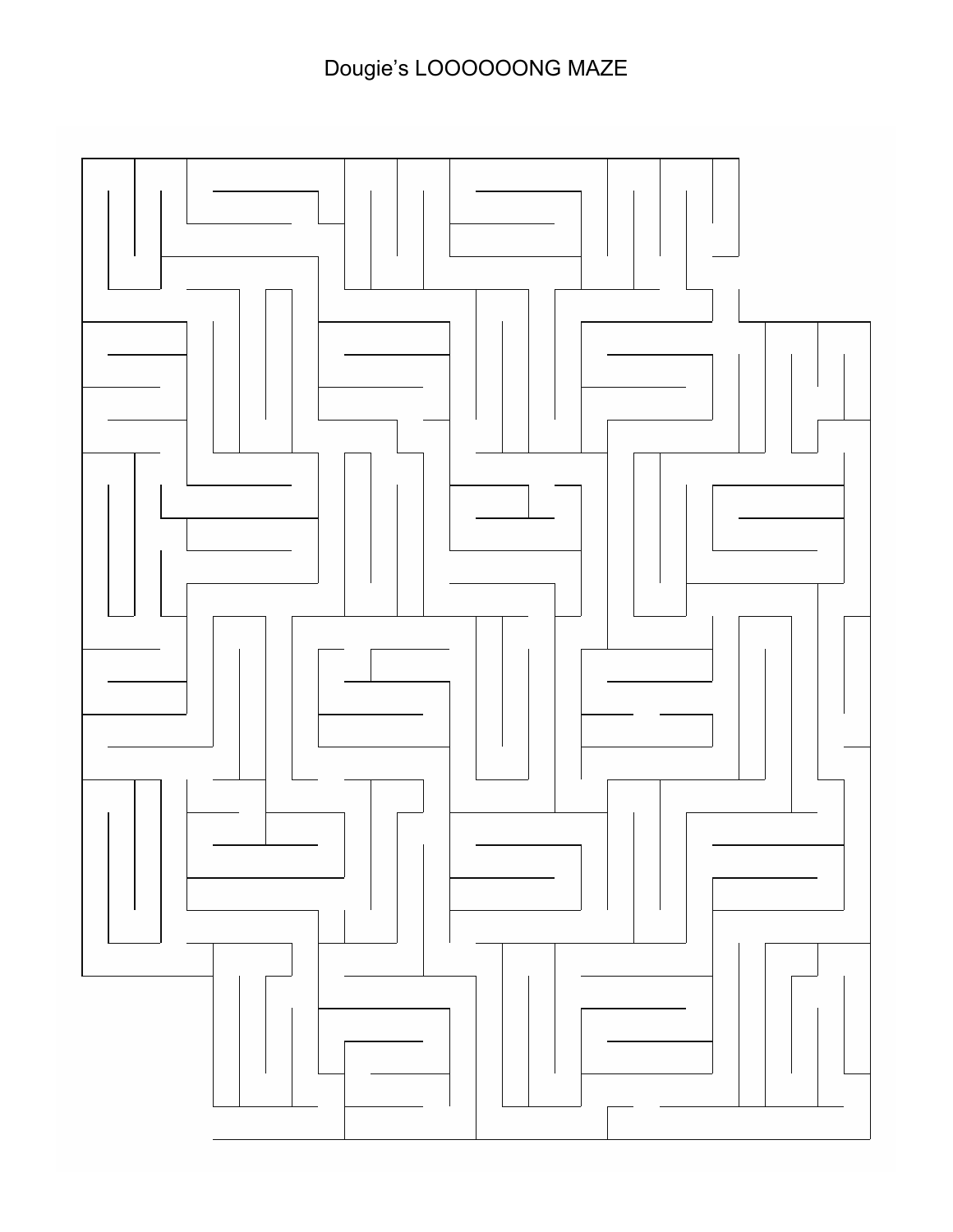Dougie's LOOOOOONG MAZE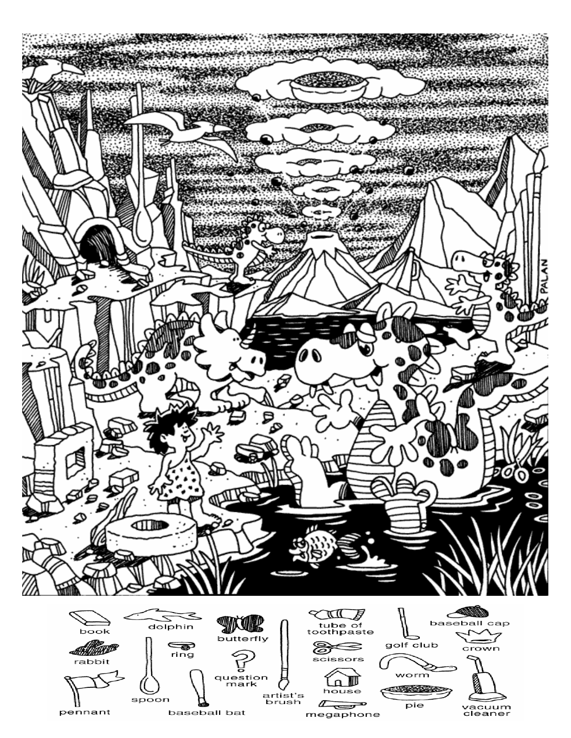book
dolphin
butterfly
tube of toothpaste
golf club
baseball cap
rabbit
ring
question mark
scissors
crown
worm
spoon
artist's brush
house
pie
vacuum cleaner
pennant
baseball bat
megaphone